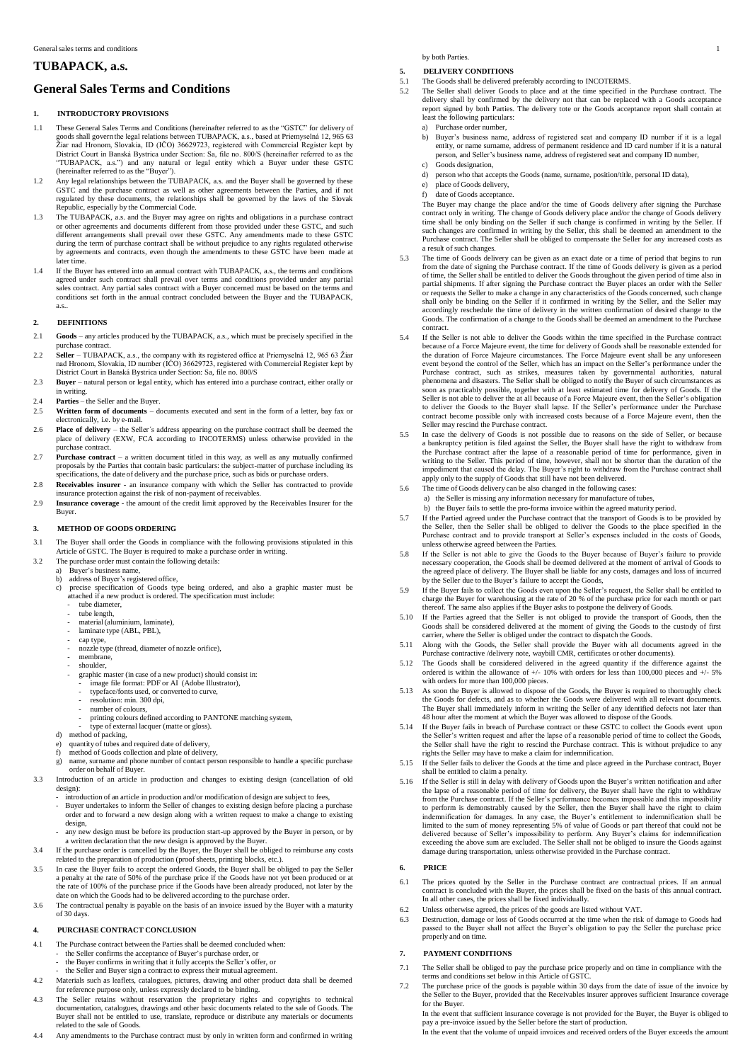# TUBAPACK, a.s.

# General Sales Terms and Conditions

## 1. INTRODUCTORY PROVISIONS

1.1 These General Sales Terms and Conditions (hereinafter referred to as the "GSTC" for delivery of goods shall govern the legal relations between TUBAPACK, a.s., based at Priemyselná 12, 965 63 Žiar nad Hronom, Slovakia, ID (IČO) 36629723, registered with Commercial Register kept by District Court in Banská Bystrica under Section: Sa, file no. 800/S (hereinafter referred to as the "TUBAPACK, a.s.") and any natural or legal entity which a Buyer under these GSTC (hereinafter referred to as the "Buyer").

1.2 Any legal relationships between the TUBAPACK, a.s. and the Buyer shall be governed by these GSTC and the purchase contract as well as other agreements between the Parties, and if not regulated by these documents, the relationships shall be governed by the laws of the Slovak Republic, especially by the Commercial Code.

1.3 The TUBAPACK, a.s. and the Buyer may agree on rights and obligations in a purchase contract or other agreements and documents different from those provided under these GSTC, and such different arrangements shall prevail over these GSTC. Any amendments made to these GSTC during the term of purchase contract shall be without prejudice to any rights regulated otherwise by agreements and contracts, even though the amendments to these GSTC have been made at later time.

1.4 If the Buyer has entered into an annual contract with TUBAPACK, a.s., the terms and conditions agreed under such contract shall prevail over terms and conditions provided under any partial sales contract. Any partial sales contract with a Buyer concerned must be based on the terms and conditions set forth in the annual contract concluded between the Buyer and the TUBAPACK, a.s..

## 2. DEFINITIONS

2.1 **Goods** – any articles produced by the TUBAPACK, a.s., which must be precisely specified in the purchase contract.

2.2 **Seller** – TUBAPACK, a.s., the company with its registered office at Priemyselná 12, 965 63 Žiar nad Hronom, Slovakia, ID number (IČO) 36629723, registered with Commercial Register kept by District Court in Banská Bystrica under Section: Sa, file no. 800/S

2.3 **Buyer** – natural person or legal entity, which has entered into a purchase contract, either orally or in writing.

2.4 **Parties** – the Seller and the Buyer.

2.5 **Written form of documents** – documents executed and sent in the form of a letter, bay fax or electronically, i.e. by e-mail.

2.6 **Place of delivery** – the Seller´s address appearing on the purchase contract shall be deemed the place of delivery (EXW, FCA according to INCOTERMS) unless otherwise provided in the purchase contract.

2.7 **Purchase contract** – a written document titled in this way, as well as any mutually confirmed proposals by the Parties that contain basic particulars: the subject-matter of purchase including its specifications, the date of delivery and the purchase price, such as bids or purchase orders.

2.8 **Receivables insurer** - an insurance company with which the Seller has contracted to provide insurance protection against the risk of non-payment of receivables.

2.9 **Insurance coverage** - the amount of the credit limit approved by the Receivables Insurer for the Buyer.

## 3. METHOD OF GOODS ORDERING

3.1 The Buyer shall order the Goods in compliance with the following provisions stipulated in this Article of GSTC. The Buyer is required to make a purchase order in writing.

3.2 The purchase order must contain the following details:
   a) Buyer's business name,
   b) address of Buyer's registered office,
   c) precise specification of Goods type being ordered, and also a graphic master must be attached if a new product is ordered. The specification must include:
      - tube diameter,
      - tube length,
      - material (aluminium, laminate),
      - laminate type (ABL, PBL),
      - cap type,
      - nozzle type (thread, diameter of nozzle orifice),
      - membrane,
      - shoulder,
      - graphic master (in case of a new product) should consist in:
         - image file format: PDF or AI (Adobe Illustrator),
         - typeface/fonts used, or converted to curve,
         - resolution: min. 300 dpi,
         - number of colours,
         - printing colours defined according to PANTONE matching system,
         - type of external lacquer (matte or gloss).
   d) method of packing,
   e) quantity of tubes and required date of delivery,
   f) method of Goods collection and plate of delivery,
   g) name, surname and phone number of contact person responsible to handle a specific purchase order on behalf of Buyer.

3.3 Introduction of an article in production and changes to existing design (cancellation of old design):
   - introduction of an article in production and/or modification of design are subject to fees,
   - Buyer undertakes to inform the Seller of changes to existing design before placing a purchase order and to forward a new design along with a written request to make a change to existing design,
   - any new design must be before its production start-up approved by the Buyer in person, or by a written declaration that the new design is approved by the Buyer.

3.4 If the purchase order is cancelled by the Buyer, the Buyer shall be obliged to reimburse any costs related to the preparation of production (proof sheets, printing blocks, etc.).

3.5 In case the Buyer fails to accept the ordered Goods, the Buyer shall be obliged to pay the Seller a penalty at the rate of 50% of the purchase price if the Goods have not yet been produced or at the rate of 100% of the purchase price if the Goods have been already produced, not later by the date on which the Goods had to be delivered according to the purchase order.

3.6 The contractual penalty is payable on the basis of an invoice issued by the Buyer with a maturity of 30 days.

## 4. PURCHASE CONTRACT CONCLUSION

4.1 The Purchase contract between the Parties shall be deemed concluded when:
   - the Seller confirms the acceptance of Buyer's purchase order, or
   - the Buyer confirms in writing that it fully accepts the Seller's offer, or
   - the Seller and Buyer sign a contract to express their mutual agreement.

4.2 Materials such as leaflets, catalogues, pictures, drawing and other product data shall be deemed for reference purpose only, unless expressly declared to be binding.

4.3 The Seller retains without reservation the proprietary rights and copyrights to technical documentation, catalogues, drawings and other basic documents related to the sale of Goods. The Buyer shall not be entitled to use, translate, reproduce or distribute any materials or documents related to the sale of Goods.

4.4 Any amendments to the Purchase contract must by only in written form and confirmed in writing by both Parties.

## 5. DELIVERY CONDITIONS

5.1 The Goods shall be delivered preferably according to INCOTERMS.

5.2 The Seller shall deliver Goods to place and at the time specified in the Purchase contract. The delivery shall by confirmed by the delivery not that can be replaced with a Goods acceptance report signed by both Parties. The delivery tote or the Goods acceptance report shall contain at least the following particulars:
   a) Purchase order number,
   b) Buyer's business name, address of registered seat and company ID number if it is a legal entity, or name surname, address of permanent residence and ID card number if it is a natural person, and Seller's business name, address of registered seat and company ID number,
   c) Goods designation,
   d) person who that accepts the Goods (name, surname, position/title, personal ID data),
   e) place of Goods delivery,
   f) date of Goods acceptance.

   The Buyer may change the place and/or the time of Goods delivery after signing the Purchase contract only in writing. The change of Goods delivery place and/or the change of Goods delivery time shall be only binding on the Seller if such change is confirmed in writing by the Seller. If such changes are confirmed in writing by the Seller, this shall be deemed an amendment to the Purchase contract. The Seller shall be obliged to compensate the Seller for any increased costs as a result of such changes.

5.3 The time of Goods delivery can be given as an exact date or a time of period that begins to run from the date of signing the Purchase contract. If the time of Goods delivery is given as a period of time, the Seller shall be entitled to deliver the Goods throughout the given period of time also in partial shipments. If after signing the Purchase contract the Buyer places an order with the Seller or requests the Seller to make a change in any characteristics of the Goods concerned, such change shall only be binding on the Seller if it confirmed in writing by the Seller, and the Seller may accordingly reschedule the time of delivery in the written confirmation of desired change to the Goods. The confirmation of a change to the Goods shall be deemed an amendment to the Purchase contract.

5.4 If the Seller is not able to deliver the Goods within the time specified in the Purchase contract because of a Force Majeure event, the time for delivery of Goods shall be reasonable extended for the duration of Force Majeure circumstances. The Force Majeure event shall be any unforeseen event beyond the control of the Seller, which has an impact on the Seller's performance under the Purchase contract, such as strikes, measures taken by governmental authorities, natural phenomena and disasters. The Seller shall be obliged to notify the Buyer of such circumstances as soon as practicably possible, together with at least estimated time for delivery of Goods. If the Seller is not able to deliver at the all because of a Force Majeure event, then the Seller's obligation to deliver the Goods to the Buyer shall lapse. If the Seller's performance under the Purchase contract become possible only with increased costs because of a Force Majeure event, then the Seller may rescind the Purchase contract.

5.5 In case the delivery of Goods is not possible due to reasons on the side of Seller, or because a bankruptcy petition is filed against the Seller, the Buyer shall have the right to withdraw from the Purchase contract after the lapse of a reasonable period of time for performance, given in writing to the Seller. This period of time, however, shall not be shorter than the duration of the impediment that caused the delay. The Buyer's right to withdraw from the Purchase contract shall apply only to the supply of Goods that still have not been delivered.

5.6 The time of Goods delivery can be also changed in the following cases:
   a) the Seller is missing any information necessary for manufacture of tubes,
   b) the Buyer fails to settle the pro-forma invoice within the agreed maturity period.

5.7 If the Partied agreed under the Purchase contract that the transport of Goods is to be provided by the Seller, then the Seller shall be obliged to deliver the Goods to the place specified in the Purchase contract and to provide transport at Seller's expenses included in the costs of Goods, unless otherwise agreed between the Parties.

5.8 If the Seller is not able to give the Goods to the Buyer because of Buyer's failure to provide necessary cooperation, the Goods shall be deemed delivered at the moment of arrival of Goods to the agreed place of delivery. The Buyer shall be liable for any costs, damages and loss of incurred by the Seller due to the Buyer's failure to accept the Goods,

5.9 If the Buyer fails to collect the Goods even upon the Seller's request, the Seller shall be entitled to charge the Buyer for warehousing at the rate of 20 % of the purchase price for each month or part thereof. The same also applies if the Buyer asks to postpone the delivery of Goods.

5.10 If the Parties agreed that the Seller is not obliged to provide the transport of Goods, then the Goods shall be considered delivered at the moment of giving the Goods to the custody of first carrier, where the Seller is obliged under the contract to dispatch the Goods.

5.11 Along with the Goods, the Seller shall provide the Buyer with all documents agreed in the Purchase contractive /delivery note, waybill CMR, certificates or other documents).

5.12 The Goods shall be considered delivered in the agreed quantity if the difference against the ordered is within the allowance of +/- 10% with orders for less than 100,000 pieces and +/- 5% with orders for more than 100,000 pieces.

5.13 As soon the Buyer is allowed to dispose of the Goods, the Buyer is required to thoroughly check the Goods for defects, and as to whether the Goods were delivered with all relevant documents. The Buyer shall immediately inform in writing the Seller of any identified defects not later than 48 hour after the moment at which the Buyer was allowed to dispose of the Goods.

5.14 If the Buyer fails in breach of Purchase contract or these GSTC to collect the Goods event upon the Seller's written request and after the lapse of a reasonable period of time to collect the Goods, the Seller shall have the right to rescind the Purchase contract. This is without prejudice to any rights the Seller may have to make a claim for indemnification.

5.15 If the Seller fails to deliver the Goods at the time and place agreed in the Purchase contract, Buyer shall be entitled to claim a penalty.

5.16 If the Seller is still in delay with delivery of Goods upon the Buyer's written notification and after the lapse of a reasonable period of time for delivery, the Buyer shall have the right to withdraw from the Purchase contract. If the Seller's performance becomes impossible and this impossibility to perform is demonstrably caused by the Seller, then the Buyer shall have the right to claim indemnification for damages. In any case, the Buyer's entitlement to indemnification shall be limited to the sum of money representing 5% of value of Goods or part thereof that could not be delivered because of Seller's impossibility to perform. Any Buyer's claims for indemnification exceeding the above sum are excluded. The Seller shall not be obliged to insure the Goods against damage during transportation, unless otherwise provided in the Purchase contract.

## 6. PRICE

6.1 The prices quoted by the Seller in the Purchase contract are contractual prices. If an annual contract is concluded with the Buyer, the prices shall be fixed on the basis of this annual contract. In all other cases, the prices shall be fixed individually.

6.2 Unless otherwise agreed, the prices of the goods are listed without VAT.

6.3 Destruction, damage or loss of Goods occurred at the time when the risk of damage to Goods had passed to the Buyer shall not affect the Buyer's obligation to pay the Seller the purchase price properly and on time.

## 7. PAYMENT CONDITIONS

7.1 The Seller shall be obliged to pay the purchase price properly and on time in compliance with the terms and conditions set below in this Article of GSTC.

7.2 The purchase price of the goods is payable within 30 days from the date of issue of the invoice by the Seller to the Buyer, provided that the Receivables insurer approves sufficient Insurance coverage for the Buyer.

   In the event that sufficient insurance coverage is not provided for the Buyer, the Buyer is obliged to pay a pre-invoice issued by the Seller before the start of production.

   In the event that the volume of unpaid invoices and received orders of the Buyer exceeds the amount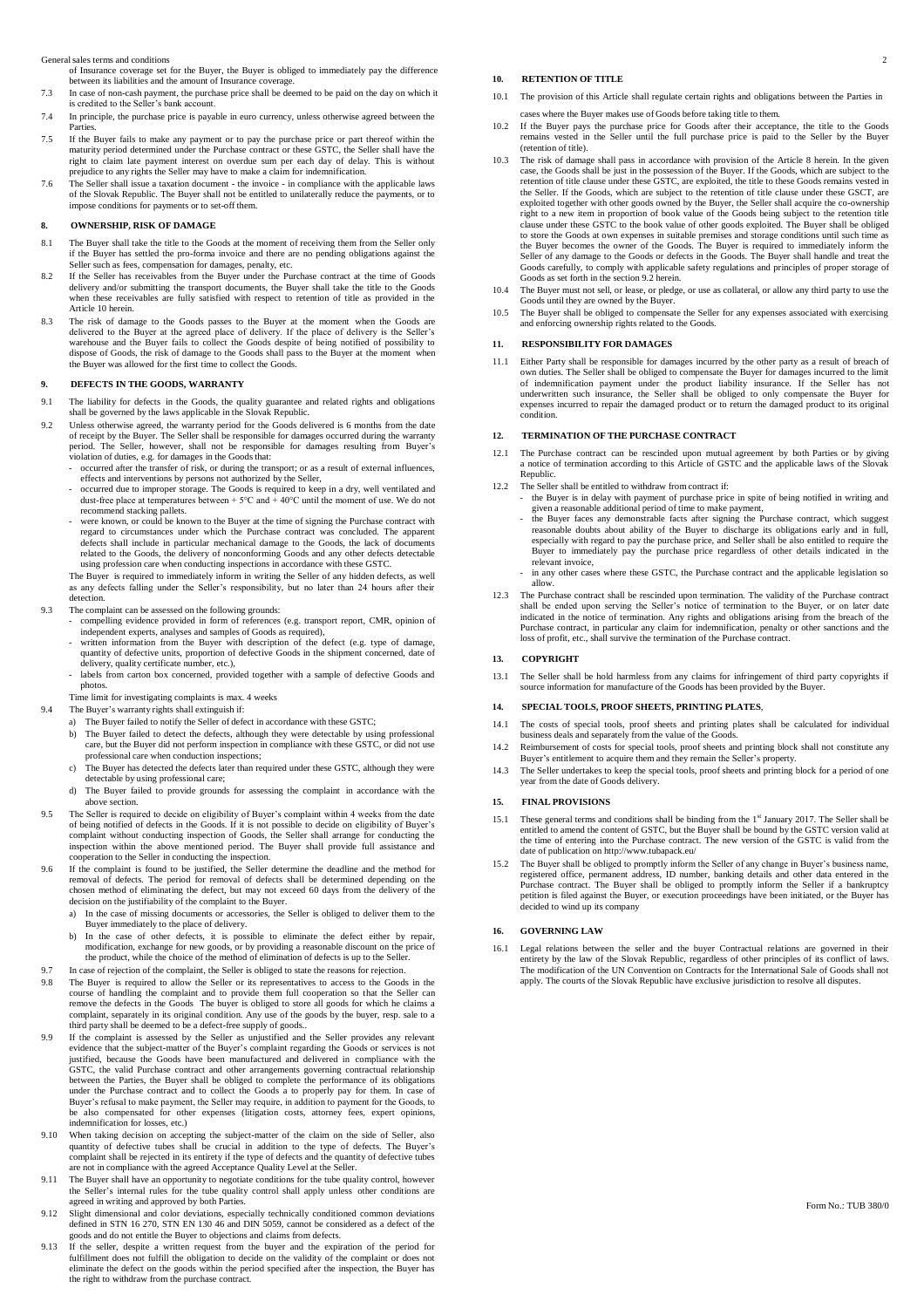of Insurance coverage set for the Buyer, the Buyer is obliged to immediately pay the difference between its liabilities and the amount of Insurance coverage.

7.3 In case of non-cash payment, the purchase price shall be deemed to be paid on the day on which it is credited to the Seller's bank account.

7.4 In principle, the purchase price is payable in euro currency, unless otherwise agreed between the Parties.

7.5 If the Buyer fails to make any payment or to pay the purchase price or part thereof within the maturity period determined under the Purchase contract or these GSTC, the Seller shall have the right to claim late payment interest on overdue sum per each day of delay. This is without prejudice to any rights the Seller may have to make a claim for indemnification.

7.6 The Seller shall issue a taxation document - the invoice - in compliance with the applicable laws of the Slovak Republic. The Buyer shall not be entitled to unilaterally reduce the payments, or to impose conditions for payments or to set-off them.

## 8. OWNERSHIP, RISK OF DAMAGE

8.1 The Buyer shall take the title to the Goods at the moment of receiving them from the Seller only if the Buyer has settled the pro-forma invoice and there are no pending obligations against the Seller such as fees, compensation for damages, penalty, etc.

8.2 If the Seller has receivables from the Buyer under the Purchase contract at the time of Goods delivery and/or submitting the transport documents, the Buyer shall take the title to the Goods when these receivables are fully satisfied with respect to retention of title as provided in the Article 10 herein.

8.3 The risk of damage to the Goods passes to the Buyer at the moment when the Goods are delivered to the Buyer at the agreed place of delivery. If the place of delivery is the Seller's warehouse and the Buyer fails to collect the Goods despite of being notified of possibility to dispose of Goods, the risk of damage to the Goods shall pass to the Buyer at the moment when the Buyer was allowed for the first time to collect the Goods.

## 9. DEFECTS IN THE GOODS, WARRANTY

9.1 The liability for defects in the Goods, the quality guarantee and related rights and obligations shall be governed by the laws applicable in the Slovak Republic.

9.2 Unless otherwise agreed, the warranty period for the Goods delivered is 6 months from the date of receipt by the Buyer. The Seller shall be responsible for damages occurred during the warranty period. The Seller, however, shall not be responsible for damages resulting from Buyer's violation of duties, e.g. for damages in the Goods that:

- occurred after the transfer of risk, or during the transport; or as a result of external influences, effects and interventions by persons not authorized by the Seller,
- occurred due to improper storage. The Goods is required to keep in a dry, well ventilated and dust-free place at temperatures between + 5°C and + 40°C until the moment of use. We do not recommend stacking pallets.
- were known, or could be known to the Buyer at the time of signing the Purchase contract with regard to circumstances under which the Purchase contract was concluded. The apparent defects shall include in particular mechanical damage to the Goods, the lack of documents related to the Goods, the delivery of nonconforming Goods and any other defects detectable using profession care when conducting inspections in accordance with these GSTC.

The Buyer is required to immediately inform in writing the Seller of any hidden defects, as well as any defects falling under the Seller's responsibility, but no later than 24 hours after their detection.

9.3 The complaint can be assessed on the following grounds:

- compelling evidence provided in form of references (e.g. transport report, CMR, opinion of independent experts, analyses and samples of Goods as required),
- written information from the Buyer with description of the defect (e.g. type of damage, quantity of defective units, proportion of defective Goods in the shipment concerned, date of delivery, quality certificate number, etc.),
- labels from carton box concerned, provided together with a sample of defective Goods and photos.

Time limit for investigating complaints is max. 4 weeks

9.4 The Buyer's warranty rights shall extinguish if:

a) The Buyer failed to notify the Seller of defect in accordance with these GSTC;
b) The Buyer failed to detect the defects, although they were detectable by using professional care, but the Buyer did not perform inspection in compliance with these GSTC, or did not use professional care when conduction inspections;
c) The Buyer has detected the defects later than required under these GSTC, although they were detectable by using professional care;
d) The Buyer failed to provide grounds for assessing the complaint in accordance with the above section.

9.5 The Seller is required to decide on eligibility of Buyer's complaint within 4 weeks from the date of being notified of defects in the Goods. If it is not possible to decide on eligibility of Buyer's complaint without conducting inspection of Goods, the Seller shall arrange for conducting the inspection within the above mentioned period. The Buyer shall provide full assistance and cooperation to the Seller in conducting the inspection.

9.6 If the complaint is found to be justified, the Seller determine the deadline and the method for removal of defects. The period for removal of defects shall be determined depending on the chosen method of eliminating the defect, but may not exceed 60 days from the delivery of the decision on the justifiability of the complaint to the Buyer.

a) In the case of missing documents or accessories, the Seller is obliged to deliver them to the Buyer immediately to the place of delivery.
b) In the case of other defects, it is possible to eliminate the defect either by repair, modification, exchange for new goods, or by providing a reasonable discount on the price of the product, while the choice of the method of elimination of defects is up to the Seller.

9.7 In case of rejection of the complaint, the Seller is obliged to state the reasons for rejection.

9.8 The Buyer is required to allow the Seller or its representatives to access to the Goods in the course of handling the complaint and to provide them full cooperation so that the Seller can remove the defects in the Goods The buyer is obliged to store all goods for which he claims a complaint, separately in its original condition. Any use of the goods by the buyer, resp. sale to a third party shall be deemed to be a defect-free supply of goods..

9.9 If the complaint is assessed by the Seller as unjustified and the Seller provides any relevant evidence that the subject-matter of the Buyer's complaint regarding the Goods or services is not justified, because the Goods have been manufactured and delivered in compliance with the GSTC, the valid Purchase contract and other arrangements governing contractual relationship between the Parties, the Buyer shall be obliged to complete the performance of its obligations under the Purchase contract and to collect the Goods a to properly pay for them. In case of Buyer's refusal to make payment, the Seller may require, in addition to payment for the Goods, to be also compensated for other expenses (litigation costs, attorney fees, expert opinions, indemnification for losses, etc.)

9.10 When taking decision on accepting the subject-matter of the claim on the side of Seller, also quantity of defective tubes shall be crucial in addition to the type of defects. The Buyer's complaint shall be rejected in its entirety if the type of defects and the quantity of defective tubes are not in compliance with the agreed Acceptance Quality Level at the Seller.

9.11 The Buyer shall have an opportunity to negotiate conditions for the tube quality control, however the Seller's internal rules for the tube quality control shall apply unless other conditions are agreed in writing and approved by both Parties.

9.12 Slight dimensional and color deviations, especially technically conditioned common deviations defined in STN 16 270, STN EN 130 46 and DIN 5059, cannot be considered as a defect of the goods and do not entitle the Buyer to objections and claims from defects.

9.13 If the seller, despite a written request from the buyer and the expiration of the period for fulfillment does not fulfill the obligation to decide on the validity of the complaint or does not eliminate the defect on the goods within the period specified after the inspection, the Buyer has the right to withdraw from the purchase contract.

## 10. RETENTION OF TITLE

10.1 The provision of this Article shall regulate certain rights and obligations between the Parties in cases where the Buyer makes use of Goods before taking title to them.

10.2 If the Buyer pays the purchase price for Goods after their acceptance, the title to the Goods remains vested in the Seller until the full purchase price is paid to the Seller by the Buyer (retention of title).

10.3 The risk of damage shall pass in accordance with provision of the Article 8 herein. In the given case, the Goods shall be just in the possession of the Buyer. If the Goods, which are subject to the retention of title clause under these GSTC, are exploited, the title to these Goods remains vested in the Seller. If the Goods, which are subject to the retention of title clause under these GSCT, are exploited together with other goods owned by the Buyer, the Seller shall acquire the co-ownership right to a new item in proportion of book value of the Goods being subject to the retention title clause under these GSTC to the book value of other goods exploited. The Buyer shall be obliged to store the Goods at own expenses in suitable premises and storage conditions until such time as the Buyer becomes the owner of the Goods. The Buyer is required to immediately inform the Seller of any damage to the Goods or defects in the Goods. The Buyer shall handle and treat the Goods carefully, to comply with applicable safety regulations and principles of proper storage of Goods as set forth in the section 9.2 herein.

10.4 The Buyer must not sell, or lease, or pledge, or use as collateral, or allow any third party to use the Goods until they are owned by the Buyer.

10.5 The Buyer shall be obliged to compensate the Seller for any expenses associated with exercising and enforcing ownership rights related to the Goods.

## 11. RESPONSIBILITY FOR DAMAGES

11.1 Either Party shall be responsible for damages incurred by the other party as a result of breach of own duties. The Seller shall be obliged to compensate the Buyer for damages incurred to the limit of indemnification payment under the product liability insurance. If the Seller has not underwritten such insurance, the Seller shall be obliged to only compensate the Buyer for expenses incurred to repair the damaged product or to return the damaged product to its original condition.

## 12. TERMINATION OF THE PURCHASE CONTRACT

12.1 The Purchase contract can be rescinded upon mutual agreement by both Parties or by giving a notice of termination according to this Article of GSTC and the applicable laws of the Slovak Republic.

12.2 The Seller shall be entitled to withdraw from contract if:

- the Buyer is in delay with payment of purchase price in spite of being notified in writing and given a reasonable additional period of time to make payment,
- the Buyer faces any demonstrable facts after signing the Purchase contract, which suggest reasonable doubts about ability of the Buyer to discharge its obligations early and in full, especially with regard to pay the purchase price, and Seller shall be also entitled to require the Buyer to immediately pay the purchase price regardless of other details indicated in the relevant invoice,
- in any other cases where these GSTC, the Purchase contract and the applicable legislation so allow.

12.3 The Purchase contract shall be rescinded upon termination. The validity of the Purchase contract shall be ended upon serving the Seller's notice of termination to the Buyer, or on later date indicated in the notice of termination. Any rights and obligations arising from the breach of the Purchase contract, in particular any claim for indemnification, penalty or other sanctions and the loss of profit, etc., shall survive the termination of the Purchase contract.

## 13. COPYRIGHT

13.1 The Seller shall be hold harmless from any claims for infringement of third party copyrights if source information for manufacture of the Goods has been provided by the Buyer.

## 14. SPECIAL TOOLS, PROOF SHEETS, PRINTING PLATES,

14.1 The costs of special tools, proof sheets and printing plates shall be calculated for individual business deals and separately from the value of the Goods.

14.2 Reimbursement of costs for special tools, proof sheets and printing block shall not constitute any Buyer's entitlement to acquire them and they remain the Seller's property.

14.3 The Seller undertakes to keep the special tools, proof sheets and printing block for a period of one year from the date of Goods delivery.

## 15. FINAL PROVISIONS

15.1 These general terms and conditions shall be binding from the 1st January 2017. The Seller shall be entitled to amend the content of GSTC, but the Buyer shall be bound by the GSTC version valid at the time of entering into the Purchase contract. The new version of the GSTC is valid from the date of publication on http://www.tubapack.eu/

15.2 The Buyer shall be obliged to promptly inform the Seller of any change in Buyer's business name, registered office, permanent address, ID number, banking details and other data entered in the Purchase contract. The Buyer shall be obliged to promptly inform the Seller if a bankruptcy petition is filed against the Buyer, or execution proceedings have been initiated, or the Buyer has decided to wind up its company

## 16. GOVERNING LAW

16.1 Legal relations between the seller and the buyer Contractual relations are governed in their entirety by the law of the Slovak Republic, regardless of other principles of its conflict of laws. The modification of the UN Convention on Contracts for the International Sale of Goods shall not apply. The courts of the Slovak Republic have exclusive jurisdiction to resolve all disputes.

Form No.: TUB 380/0